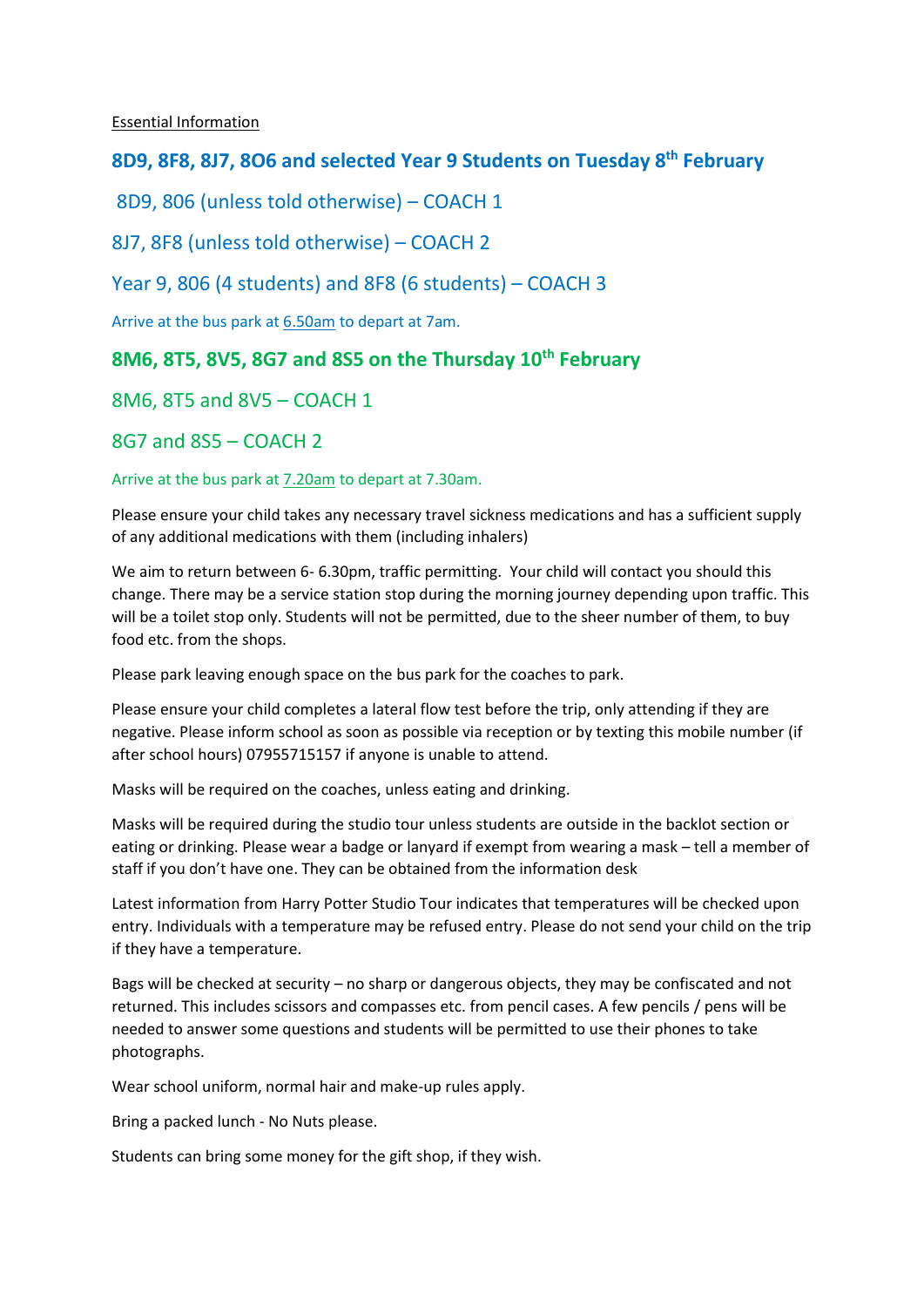<u>Essential Information</u>

## 8D9, 8F8, 8J7, 8O6 and selected Year 9 Students on Tuesday 8th February

8D9, 806 (unless told otherwise) – COACH 1

8J7, 8F8 (unless told otherwise) – COACH 2

Year 9, 806 (4 students) and 8F8 (6 students) – COACH 3

Arrive at the bus park at <u>6.50am</u> to depart at 7am.

## 8M6, 8T5, 8V5, 8G7 and 8S5 on the Thursday 10th February

8M6, 8T5 and 8V5 – COACH 1

8G7 and 8S5 – COACH 2

Arrive at the bus park at <u>7.20am</u> to depart at 7.30am.

Please ensure your child takes any necessary travel sickness medications and has a sufficient supply of any additional medications with them (including inhalers)

We aim to return between 6- 6.30pm, traffic permitting. Your child will contact you should this change. There may be a service station stop during the morning journey depending upon traffic. This will be a toilet stop only. Students will not be permitted, due to the sheer number of them, to buy food etc. from the shops.

Please park leaving enough space on the bus park for the coaches to park.

Please ensure your child completes a lateral flow test before the trip, only attending if they are negative. Please inform school as soon as possible via reception or by texting this mobile number (if after school hours) 07955715157 if anyone is unable to attend.

Masks will be required on the coaches, unless eating and drinking.

Masks will be required during the studio tour unless students are outside in the backlot section or eating or drinking. Please wear a badge or lanyard if exempt from wearing a mask – tell a member of staff if you don't have one. They can be obtained from the information desk

Latest information from Harry Potter Studio Tour indicates that temperatures will be checked upon entry. Individuals with a temperature may be refused entry. Please do not send your child on the trip if they have a temperature.

Bags will be checked at security – no sharp or dangerous objects, they may be confiscated and not returned. This includes scissors and compasses etc. from pencil cases. A few pencils / pens will be needed to answer some questions and students will be permitted to use their phones to take photographs.

Wear school uniform, normal hair and make-up rules apply.

Bring a packed lunch - No Nuts please.

Students can bring some money for the gift shop, if they wish.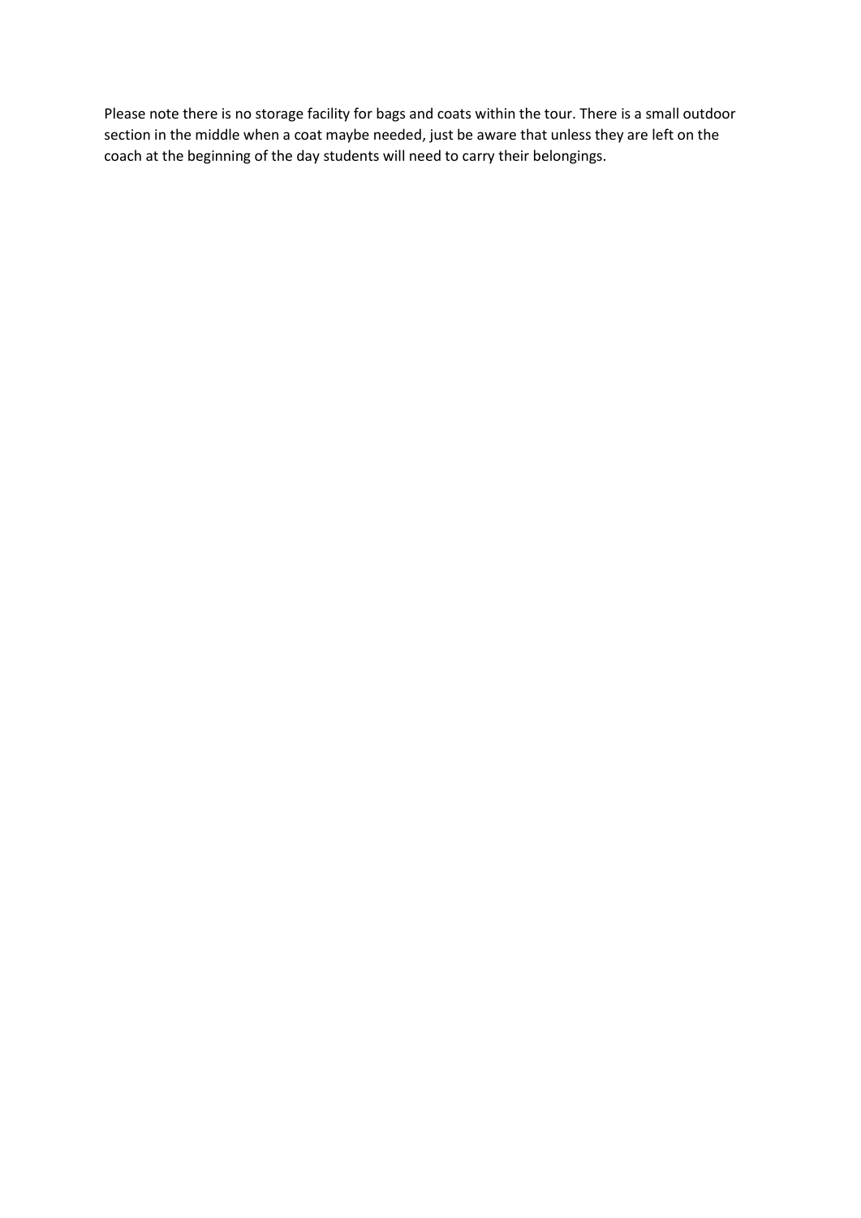Please note there is no storage facility for bags and coats within the tour. There is a small outdoor section in the middle when a coat maybe needed, just be aware that unless they are left on the coach at the beginning of the day students will need to carry their belongings.